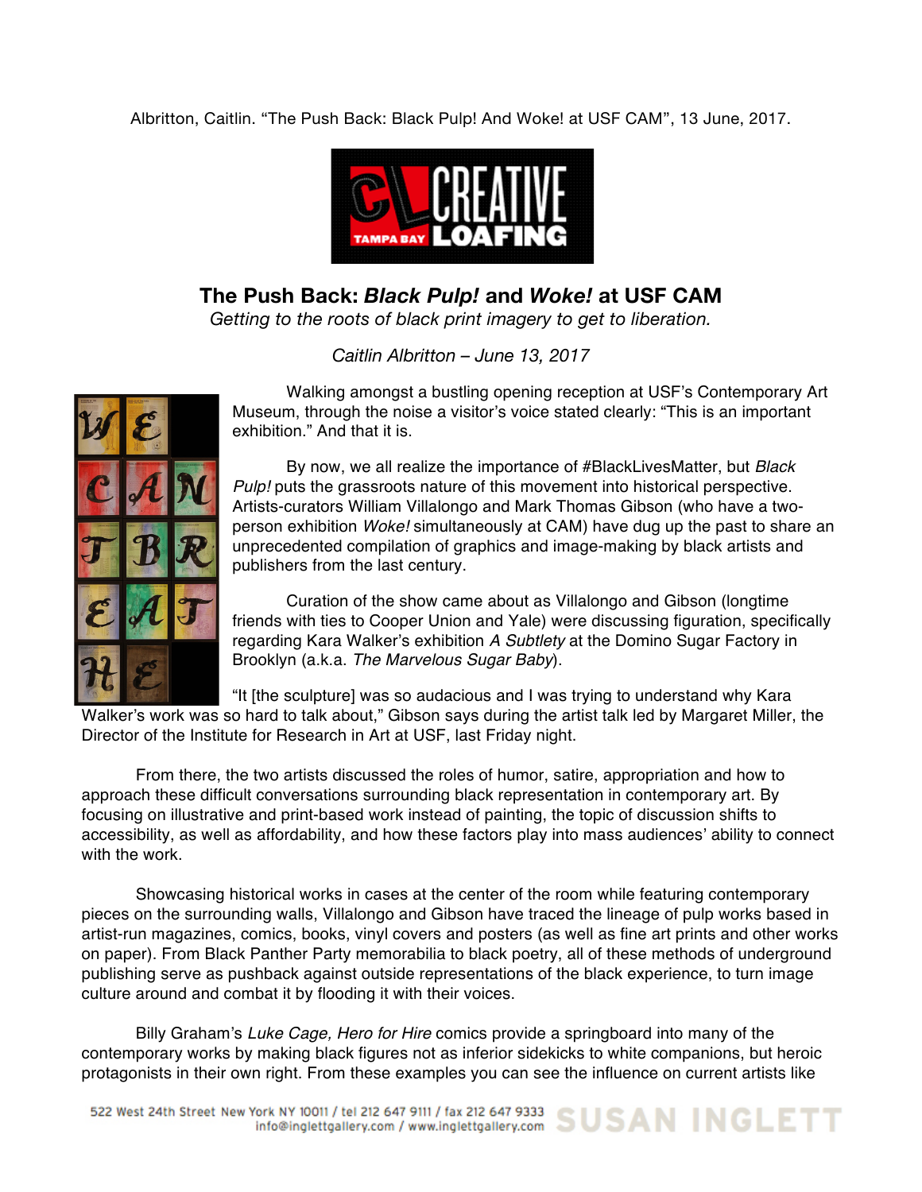Albritton, Caitlin. "The Push Back: Black Pulp! And Woke! at USF CAM", 13 June, 2017.

# The Push Back: *Black Pulp!* and *Woke!* at USF CAM

*Getting to the roots of black print imagery to get to liberation.*

*Caitlin Albritton – June 13, 2017*

Walking amongst a bustling opening reception at USF's Contemporary Art Museum, through the noise a visitor's voice stated clearly: "This is an important exhibition." And that it is.

By now, we all realize the importance of #BlackLivesMatter, but *Black Pulp!* puts the grassroots nature of this movement into historical perspective. Artists-curators William Villalongo and Mark Thomas Gibson (who have a two-person exhibition *Woke!* simultaneously at CAM) have dug up the past to share an unprecedented compilation of graphics and image-making by black artists and publishers from the last century.

Curation of the show came about as Villalongo and Gibson (longtime friends with ties to Cooper Union and Yale) were discussing figuration, specifically regarding Kara Walker's exhibition *A Subtlety* at the Domino Sugar Factory in Brooklyn (a.k.a. *The Marvelous Sugar Baby*).

"It [the sculpture] was so audacious and I was trying to understand why Kara Walker's work was so hard to talk about," Gibson says during the artist talk led by Margaret Miller, the Director of the Institute for Research in Art at USF, last Friday night.

From there, the two artists discussed the roles of humor, satire, appropriation and how to approach these difficult conversations surrounding black representation in contemporary art. By focusing on illustrative and print-based work instead of painting, the topic of discussion shifts to accessibility, as well as affordability, and how these factors play into mass audiences' ability to connect with the work.

Showcasing historical works in cases at the center of the room while featuring contemporary pieces on the surrounding walls, Villalongo and Gibson have traced the lineage of pulp works based in artist-run magazines, comics, books, vinyl covers and posters (as well as fine art prints and other works on paper). From Black Panther Party memorabilia to black poetry, all of these methods of underground publishing serve as pushback against outside representations of the black experience, to turn image culture around and combat it by flooding it with their voices.

Billy Graham's *Luke Cage, Hero for Hire* comics provide a springboard into many of the contemporary works by making black figures not as inferior sidekicks to white companions, but heroic protagonists in their own right. From these examples you can see the influence on current artists like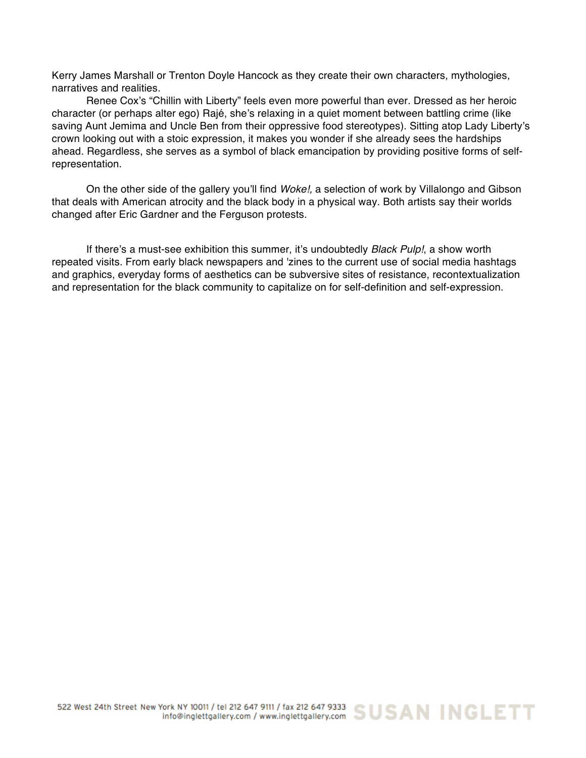Kerry James Marshall or Trenton Doyle Hancock as they create their own characters, mythologies, narratives and realities.

Renee Cox's "Chillin with Liberty" feels even more powerful than ever. Dressed as her heroic character (or perhaps alter ego) Rajé, she's relaxing in a quiet moment between battling crime (like saving Aunt Jemima and Uncle Ben from their oppressive food stereotypes). Sitting atop Lady Liberty's crown looking out with a stoic expression, it makes you wonder if she already sees the hardships ahead. Regardless, she serves as a symbol of black emancipation by providing positive forms of self-representation.

On the other side of the gallery you'll find *Woke!,* a selection of work by Villalongo and Gibson that deals with American atrocity and the black body in a physical way. Both artists say their worlds changed after Eric Gardner and the Ferguson protests.

If there's a must-see exhibition this summer, it's undoubtedly *Black Pulp!*, a show worth repeated visits. From early black newspapers and 'zines to the current use of social media hashtags and graphics, everyday forms of aesthetics can be subversive sites of resistance, recontextualization and representation for the black community to capitalize on for self-definition and self-expression.